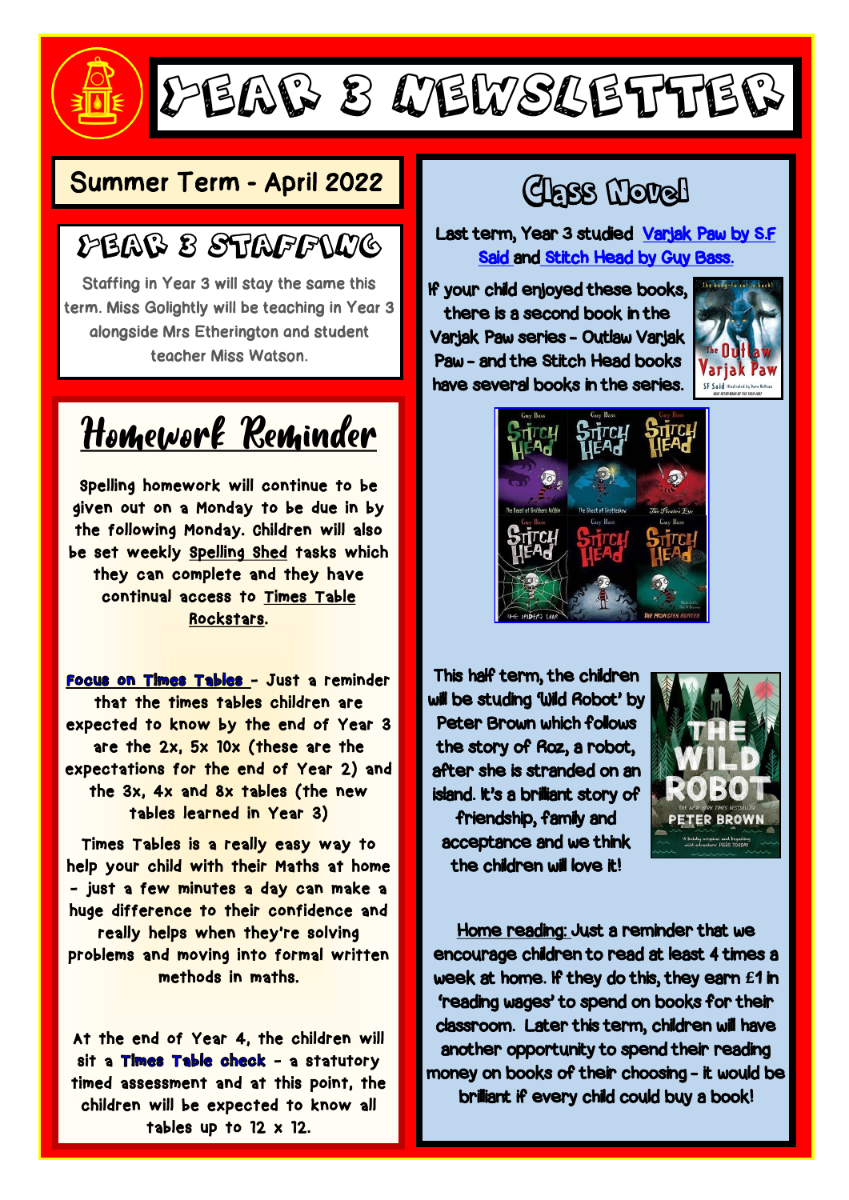# YEAR 3 NEWSLETTER

## Summer Term - April 2022

## YEAR 3 STAFFING

Staffing in Year 3 will stay the same this term. Miss Golightly will be teaching in Year 3 alongside Mrs Etherington and student teacher Miss Watson.

## Homework Reminder

Spelling homework will continue to be given out on a Monday to be due in by the following Monday. Children will also be set weekly Spelling Shed tasks which they can complete and they have continual access to Times Table Rockstars.

Focus on Times Tables - Just a reminder that the times tables children are expected to know by the end of Year 3 are the 2x, 5x 10x (these are the expectations for the end of Year 2) and the 3x, 4x and 8x tables (the new tables learned in Year 3)

Times Tables is a really easy way to help your child with their Maths at home - just a few minutes a day can make a huge difference to their confidence and really helps when they're solving problems and moving into formal written methods in maths.

At the end of Year 4, the children will sit a Times Table check - a statutory timed assessment and at this point, the children will be expected to know all tables up to 12 x 12.

## Class Novel

Last term, Year 3 studied Varjak Paw by S.F Said and Stitch Head by Guy Bass.

If your child enjoyed these books, there is a second book in the Varjak Paw series - Outlaw Varjak Paw - and the Stitch Head books have several books in the series.

This half term, the children will be studing 'Wild Robot' by Peter Brown which follows the story of Roz, a robot, after she is stranded on an island. It's a brilliant story of friendship, family and acceptance and we think the children will love it!

Home reading: Just a reminder that we encourage children to read at least 4 times a week at home. If they do this, they earn £1 in 'reading wages' to spend on books for their classroom. Later this term, children will have another opportunity to spend their reading money on books of their choosing - it would be brilliant if every child could buy a book!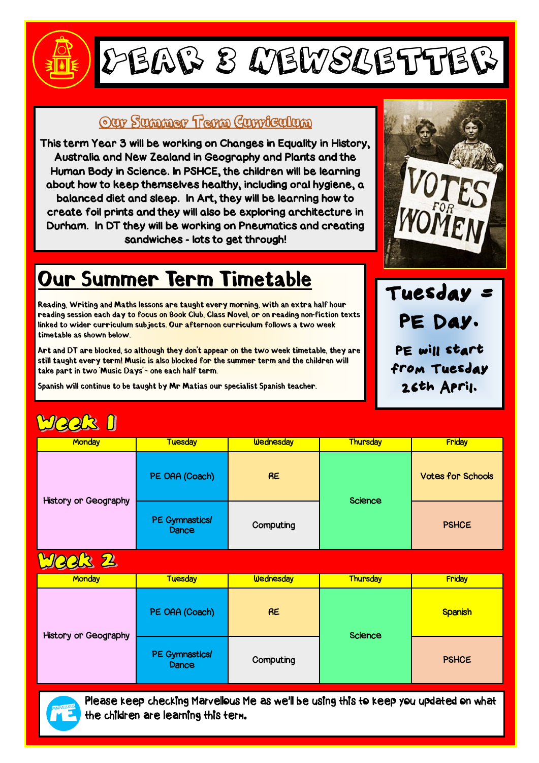# YEAR 3 NEWSLETTER

## Our Summer Term Curriculum

This term Year 3 will be working on Changes in Equality in History, Australia and New Zealand in Geography and Plants and the Human Body in Science. In PSHCE, the children will be learning about how to keep themselves healthy, including oral hygiene, a balanced diet and sleep. In Art, they will be learning how to create foil prints and they will also be exploring architecture in Durham. In DT they will be working on Pneumatics and creating sandwiches - lots to get through!

## Our Summer Term Timetable

Reading, Writing and Maths lessons are taught every morning, with an extra half hour reading session each day to focus on Book Club, Class Novel, or on reading non-fiction texts linked to wider curriculum subjects. Our afternoon curriculum follows a two week timetable as shown below.

Art and DT are blocked, so although they don't appear on the two week timetable, they are still taught every term! Music is also blocked for the summer term and the children will take part in two 'Music Days' - one each half term.

Spanish will continue to be taught by Mr Matias our specialist Spanish teacher.

**Tuesday = PE Day.**

**PE will start from Tuesday 26th April.**

### Week 1

| Monday | Tuesday | Wednesday | Thursday | Friday |
|---|---|---|---|---|
| History or Geography | PE OAA (Coach) | RE | Science | Votes for Schools |
| History or Geography | PE Gymnastics/ Dance | Computing | Science | PSHCE |

### Week 2

| Monday | Tuesday | Wednesday | Thursday | Friday |
|---|---|---|---|---|
| History or Geography | PE OAA (Coach) | RE | Science | Spanish |
| History or Geography | PE Gymnastics/ Dance | Computing | Science | PSHCE |

Please keep checking Marvellous Me as we'll be using this to keep you updated on what the children are learning this term.